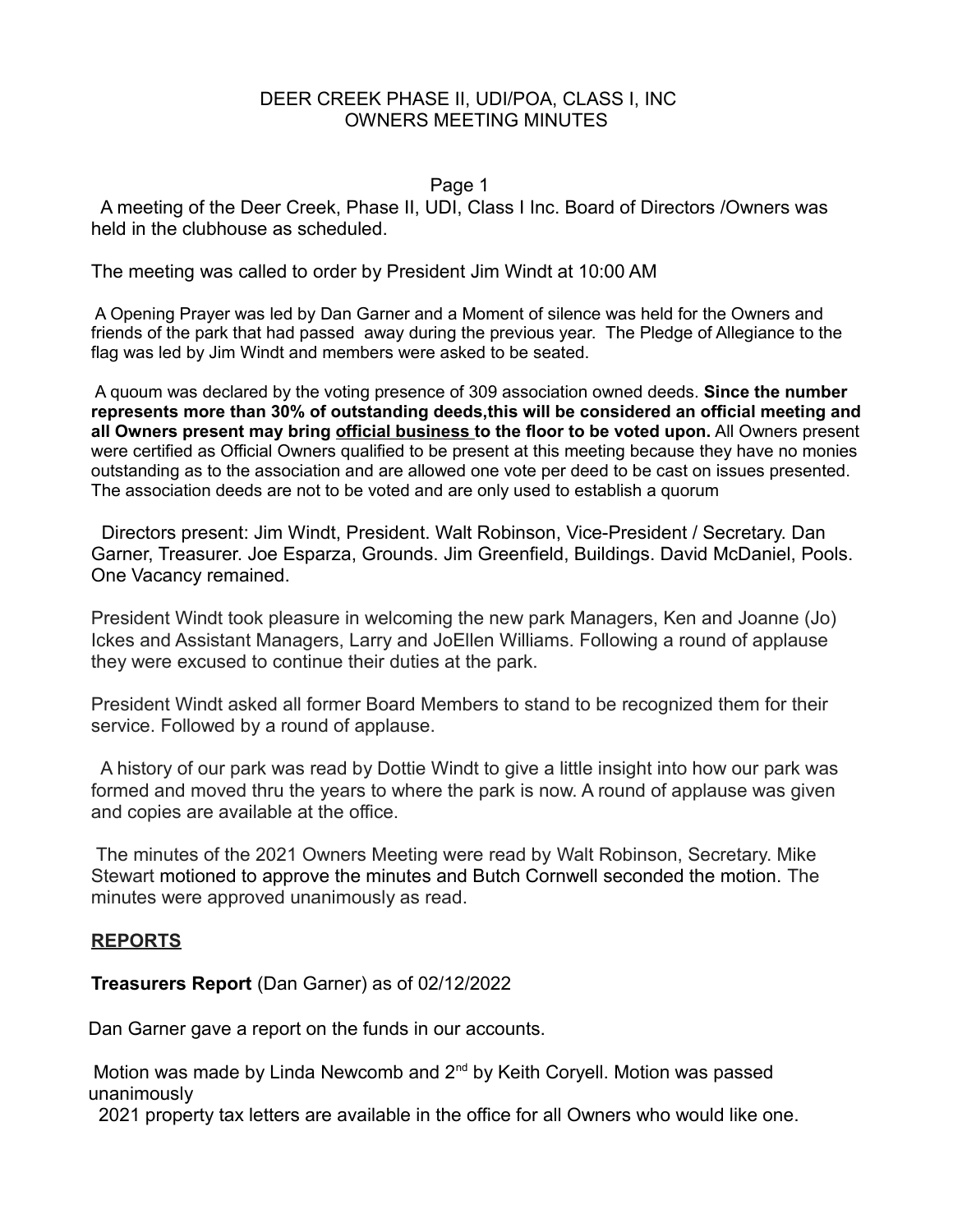# DEER CREEK PHASE II, UDI/POA, CLASS I, INC
## OWNERS MEETING MINUTES

Page 1

A meeting of the Deer Creek, Phase II, UDI, Class I Inc. Board of Directors /Owners was held in the clubhouse as scheduled.

The meeting was called to order by President Jim Windt at 10:00 AM

A Opening Prayer was led by Dan Garner and a Moment of silence was held for the Owners and friends of the park that had passed away during the previous year. The Pledge of Allegiance to the flag was led by Jim Windt and members were asked to be seated.

A quoum was declared by the voting presence of 309 association owned deeds. **Since the number represents more than 30% of outstanding deeds,this will be considered an official meeting and all Owners present may bring official business to the floor to be voted upon.** All Owners present were certified as Official Owners qualified to be present at this meeting because they have no monies outstanding as to the association and are allowed one vote per deed to be cast on issues presented. The association deeds are not to be voted and are only used to establish a quorum

Directors present: Jim Windt, President. Walt Robinson, Vice-President / Secretary. Dan Garner, Treasurer. Joe Esparza, Grounds. Jim Greenfield, Buildings. David McDaniel, Pools. One Vacancy remained.

President Windt took pleasure in welcoming the new park Managers, Ken and Joanne (Jo) Ickes and Assistant Managers, Larry and JoEllen Williams. Following a round of applause they were excused to continue their duties at the park.

President Windt asked all former Board Members to stand to be recognized them for their service. Followed by a round of applause.

A history of our park was read by Dottie Windt to give a little insight into how our park was formed and moved thru the years to where the park is now. A round of applause was given and copies are available at the office.

The minutes of the 2021 Owners Meeting were read by Walt Robinson, Secretary. Mike Stewart motioned to approve the minutes and Butch Cornwell seconded the motion. The minutes were approved unanimously as read.

## REPORTS

**Treasurers Report** (Dan Garner) as of 02/12/2022

Dan Garner gave a report on the funds in our accounts.

Motion was made by Linda Newcomb and 2nd by Keith Coryell. Motion was passed unanimously

2021 property tax letters are available in the office for all Owners who would like one.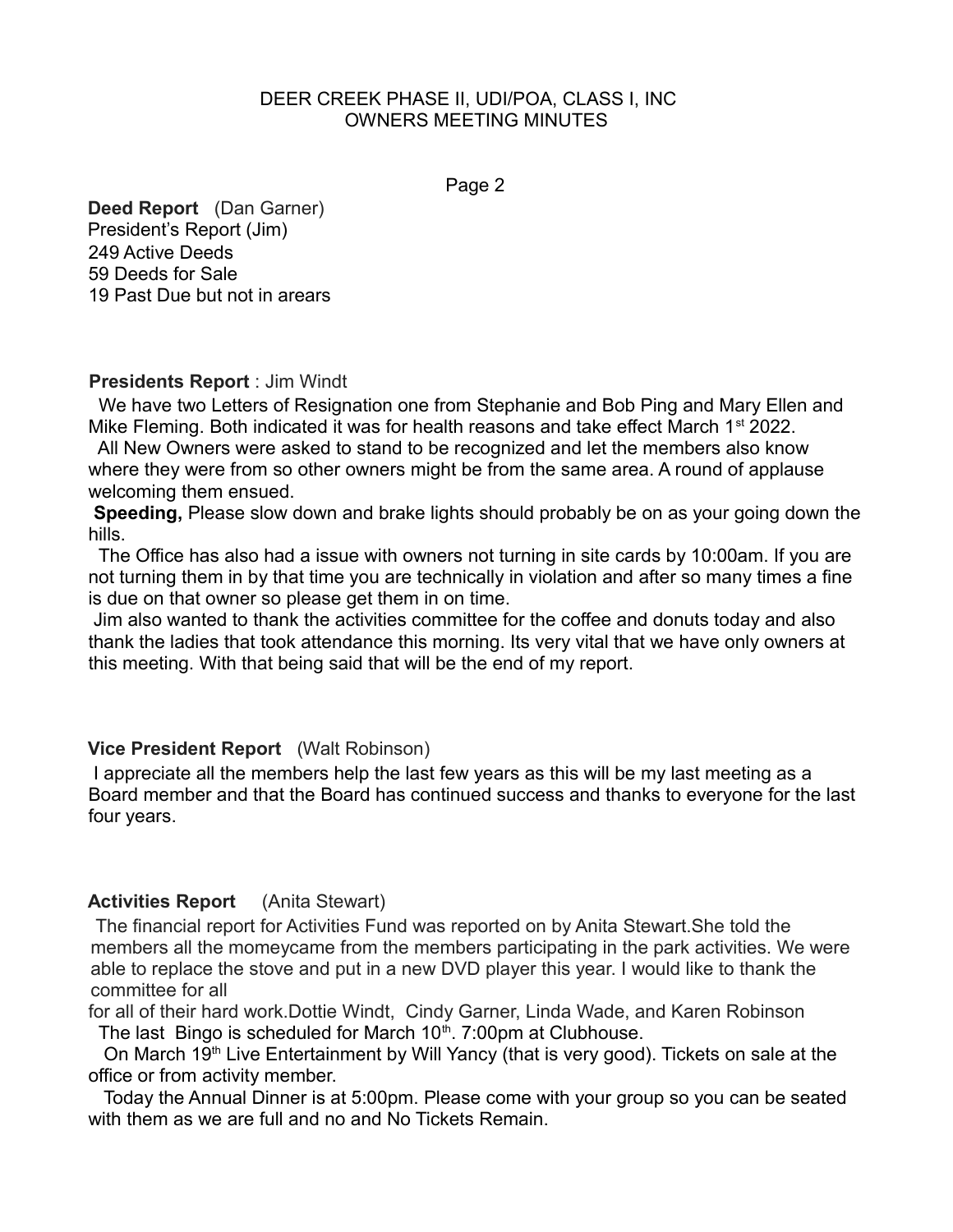DEER CREEK PHASE II, UDI/POA, CLASS I, INC
OWNERS MEETING MINUTES

**Deed Report** (Dan Garner)
President's Report (Jim)
249 Active Deeds
59 Deeds for Sale
19 Past Due but not in arears

**Presidents Report** : Jim Windt

We have two Letters of Resignation one from Stephanie and Bob Ping and Mary Ellen and Mike Fleming. Both indicated it was for health reasons and take effect March 1st 2022.

All New Owners were asked to stand to be recognized and let the members also know where they were from so other owners might be from the same area. A round of applause welcoming them ensued.

**Speeding,** Please slow down and brake lights should probably be on as your going down the hills.

The Office has also had a issue with owners not turning in site cards by 10:00am. If you are not turning them in by that time you are technically in violation and after so many times a fine is due on that owner so please get them in on time.

Jim also wanted to thank the activities committee for the coffee and donuts today and also thank the ladies that took attendance this morning. Its very vital that we have only owners at this meeting. With that being said that will be the end of my report.

**Vice President Report** (Walt Robinson)

I appreciate all the members help the last few years as this will be my last meeting as a Board member and that the Board has continued success and thanks to everyone for the last four years.

**Activities Report** (Anita Stewart)

The financial report for Activities Fund was reported on by Anita Stewart.She told the members all the momeycame from the members participating in the park activities. We were able to replace the stove and put in a new DVD player this year. I would like to thank the committee for all

for all of their hard work.Dottie Windt, Cindy Garner, Linda Wade, and Karen Robinson

The last Bingo is scheduled for March 10th. 7:00pm at Clubhouse.

On March 19th Live Entertainment by Will Yancy (that is very good). Tickets on sale at the office or from activity member.

Today the Annual Dinner is at 5:00pm. Please come with your group so you can be seated with them as we are full and no and No Tickets Remain.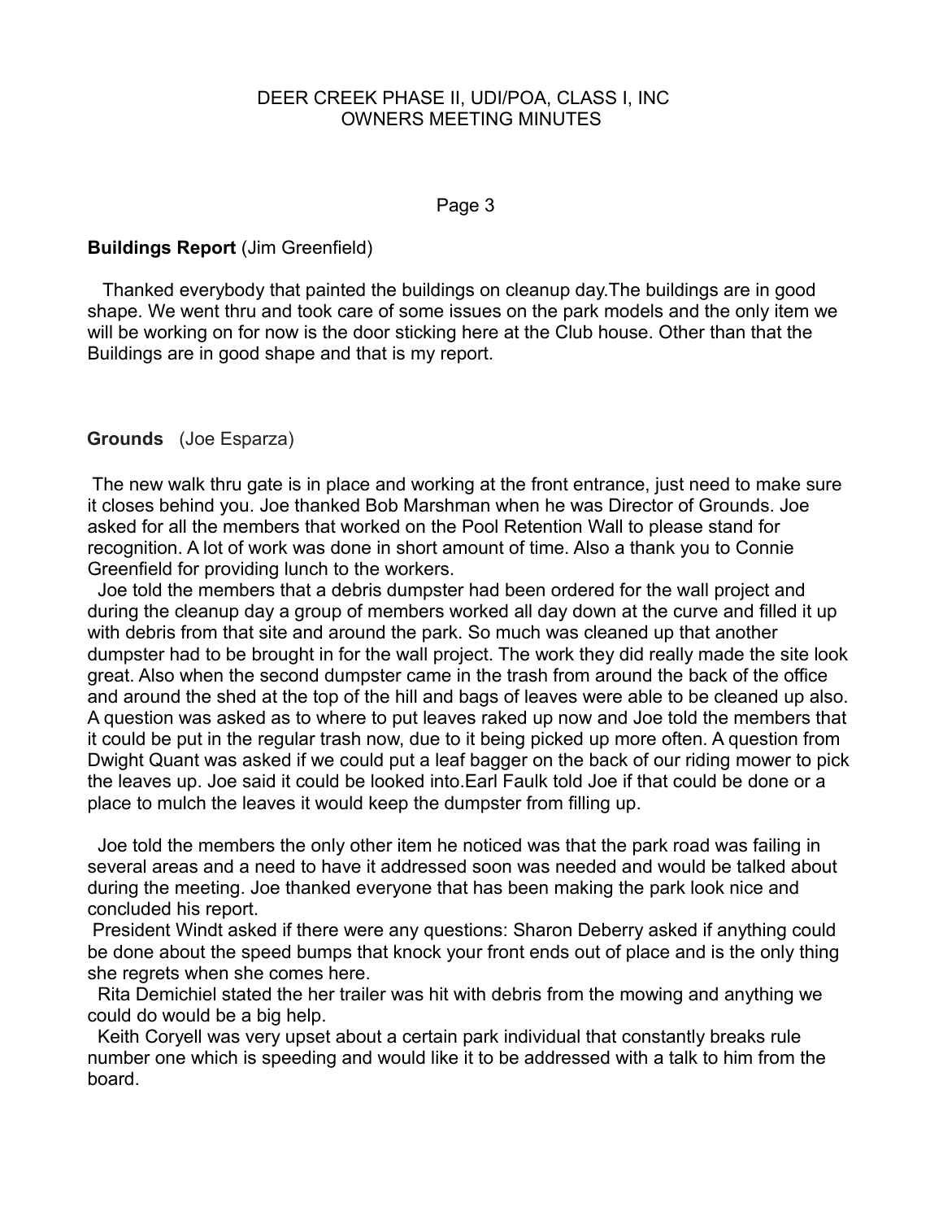**Buildings Report** (Jim Greenfield)

Thanked everybody that painted the buildings on cleanup day.The buildings are in good shape. We went thru and took care of some issues on the park models and the only item we will be working on for now is the door sticking here at the Club house. Other than that the Buildings are in good shape and that is my report.

**Grounds** (Joe Esparza)

The new walk thru gate is in place and working at the front entrance, just need to make sure it closes behind you. Joe thanked Bob Marshman when he was Director of Grounds. Joe asked for all the members that worked on the Pool Retention Wall to please stand for recognition. A lot of work was done in short amount of time. Also a thank you to Connie Greenfield for providing lunch to the workers.

Joe told the members that a debris dumpster had been ordered for the wall project and during the cleanup day a group of members worked all day down at the curve and filled it up with debris from that site and around the park. So much was cleaned up that another dumpster had to be brought in for the wall project. The work they did really made the site look great. Also when the second dumpster came in the trash from around the back of the office and around the shed at the top of the hill and bags of leaves were able to be cleaned up also. A question was asked as to where to put leaves raked up now and Joe told the members that it could be put in the regular trash now, due to it being picked up more often. A question from Dwight Quant was asked if we could put a leaf bagger on the back of our riding mower to pick the leaves up. Joe said it could be looked into.Earl Faulk told Joe if that could be done or a place to mulch the leaves it would keep the dumpster from filling up.

Joe told the members the only other item he noticed was that the park road was failing in several areas and a need to have it addressed soon was needed and would be talked about during the meeting. Joe thanked everyone that has been making the park look nice and concluded his report.

President Windt asked if there were any questions: Sharon Deberry asked if anything could be done about the speed bumps that knock your front ends out of place and is the only thing she regrets when she comes here.

Rita Demichiel stated the her trailer was hit with debris from the mowing and anything we could do would be a big help.

Keith Coryell was very upset about a certain park individual that constantly breaks rule number one which is speeding and would like it to be addressed with a talk to him from the board.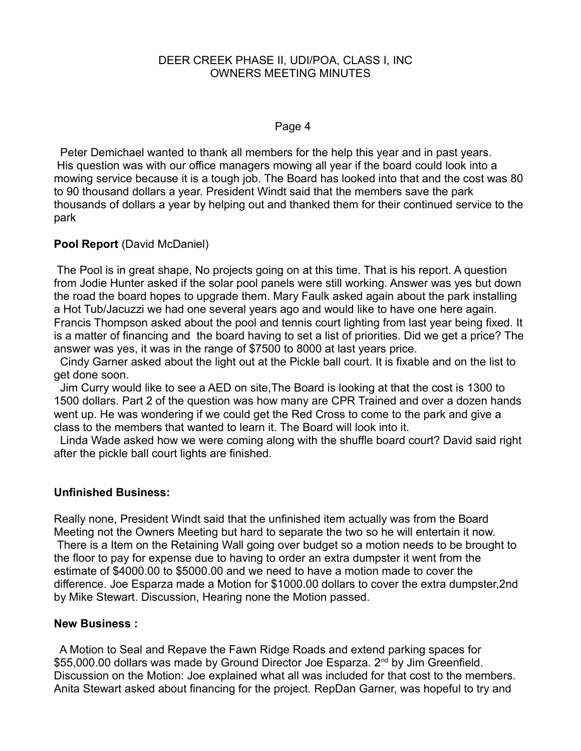Peter Demichael wanted to thank all members for the help this year and in past years. His question was with our office managers mowing all year if the board could look into a mowing service because it is a tough job. The Board has looked into that and the cost was 80 to 90 thousand dollars a year. President Windt said that the members save the park thousands of dollars a year by helping out and thanked them for their continued service to the park

**Pool Report** (David McDaniel)

The Pool is in great shape, No projects going on at this time. That is his report. A question from Jodie Hunter asked if the solar pool panels were still working. Answer was yes but down the road the board hopes to upgrade them. Mary Faulk asked again about the park installing a Hot Tub/Jacuzzi we had one several years ago and would like to have one here again. Francis Thompson asked about the pool and tennis court lighting from last year being fixed. It is a matter of financing and the board having to set a list of priorities. Did we get a price? The answer was yes, it was in the range of $7500 to 8000 at last years price.

Cindy Garner asked about the light out at the Pickle ball court. It is fixable and on the list to get done soon.

Jim Curry would like to see a AED on site,The Board is looking at that the cost is 1300 to 1500 dollars. Part 2 of the question was how many are CPR Trained and over a dozen hands went up. He was wondering if we could get the Red Cross to come to the park and give a class to the members that wanted to learn it. The Board will look into it.

Linda Wade asked how we were coming along with the shuffle board court? David said right after the pickle ball court lights are finished.

**Unfinished Business:**

Really none, President Windt said that the unfinished item actually was from the Board Meeting not the Owners Meeting but hard to separate the two so he will entertain it now. There is a Item on the Retaining Wall going over budget so a motion needs to be brought to the floor to pay for expense due to having to order an extra dumpster it went from the estimate of $4000.00 to $5000.00 and we need to have a motion made to cover the difference. Joe Esparza made a Motion for $1000.00 dollars to cover the extra dumpster,2nd by Mike Stewart. Discussion, Hearing none the Motion passed.

**New Business :**

A Motion to Seal and Repave the Fawn Ridge Roads and extend parking spaces for $55,000.00 dollars was made by Ground Director Joe Esparza. 2nd by Jim Greenfield. Discussion on the Motion: Joe explained what all was included for that cost to the members. Anita Stewart asked about financing for the project. RepDan Garner, was hopeful to try and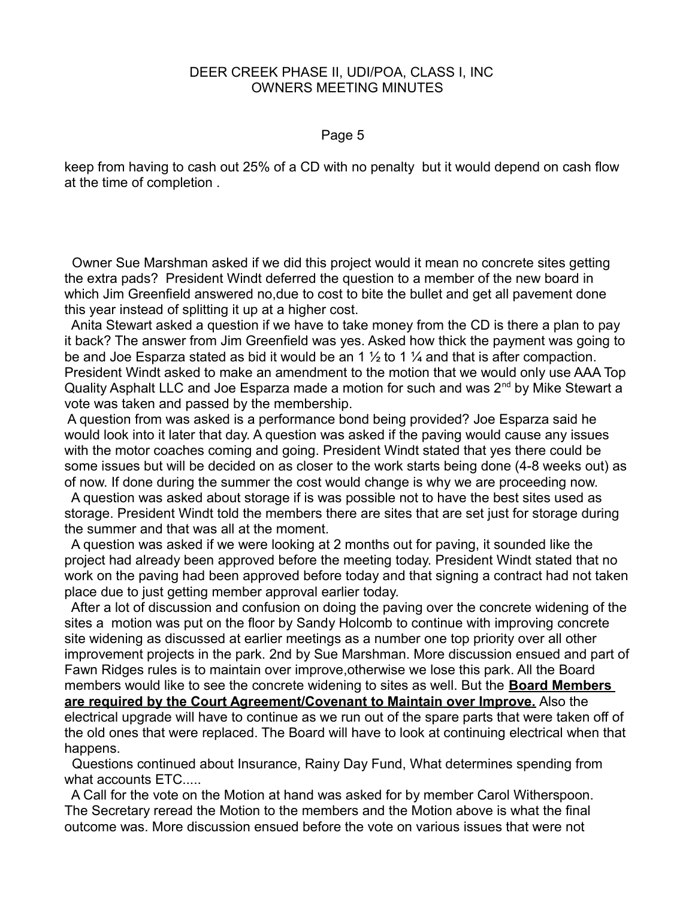keep from having to cash out 25% of a CD with no penalty but it would depend on cash flow at the time of completion .

Owner Sue Marshman asked if we did this project would it mean no concrete sites getting the extra pads? President Windt deferred the question to a member of the new board in which Jim Greenfield answered no,due to cost to bite the bullet and get all pavement done this year instead of splitting it up at a higher cost.

Anita Stewart asked a question if we have to take money from the CD is there a plan to pay it back? The answer from Jim Greenfield was yes. Asked how thick the payment was going to be and Joe Esparza stated as bid it would be an 1 ½ to 1 ¼ and that is after compaction. President Windt asked to make an amendment to the motion that we would only use AAA Top Quality Asphalt LLC and Joe Esparza made a motion for such and was 2nd by Mike Stewart a vote was taken and passed by the membership.

A question from was asked is a performance bond being provided? Joe Esparza said he would look into it later that day. A question was asked if the paving would cause any issues with the motor coaches coming and going. President Windt stated that yes there could be some issues but will be decided on as closer to the work starts being done (4-8 weeks out) as of now. If done during the summer the cost would change is why we are proceeding now.

A question was asked about storage if is was possible not to have the best sites used as storage. President Windt told the members there are sites that are set just for storage during the summer and that was all at the moment.

A question was asked if we were looking at 2 months out for paving, it sounded like the project had already been approved before the meeting today. President Windt stated that no work on the paving had been approved before today and that signing a contract had not taken place due to just getting member approval earlier today.

After a lot of discussion and confusion on doing the paving over the concrete widening of the sites a motion was put on the floor by Sandy Holcomb to continue with improving concrete site widening as discussed at earlier meetings as a number one top priority over all other improvement projects in the park. 2nd by Sue Marshman. More discussion ensued and part of Fawn Ridges rules is to maintain over improve,otherwise we lose this park. All the Board members would like to see the concrete widening to sites as well. But the **<u>Board Members are required by the Court Agreement/Covenant to Maintain over Improve.</u>** Also the electrical upgrade will have to continue as we run out of the spare parts that were taken off of the old ones that were replaced. The Board will have to look at continuing electrical when that happens.

Questions continued about Insurance, Rainy Day Fund, What determines spending from what accounts ETC.....

A Call for the vote on the Motion at hand was asked for by member Carol Witherspoon. The Secretary reread the Motion to the members and the Motion above is what the final outcome was. More discussion ensued before the vote on various issues that were not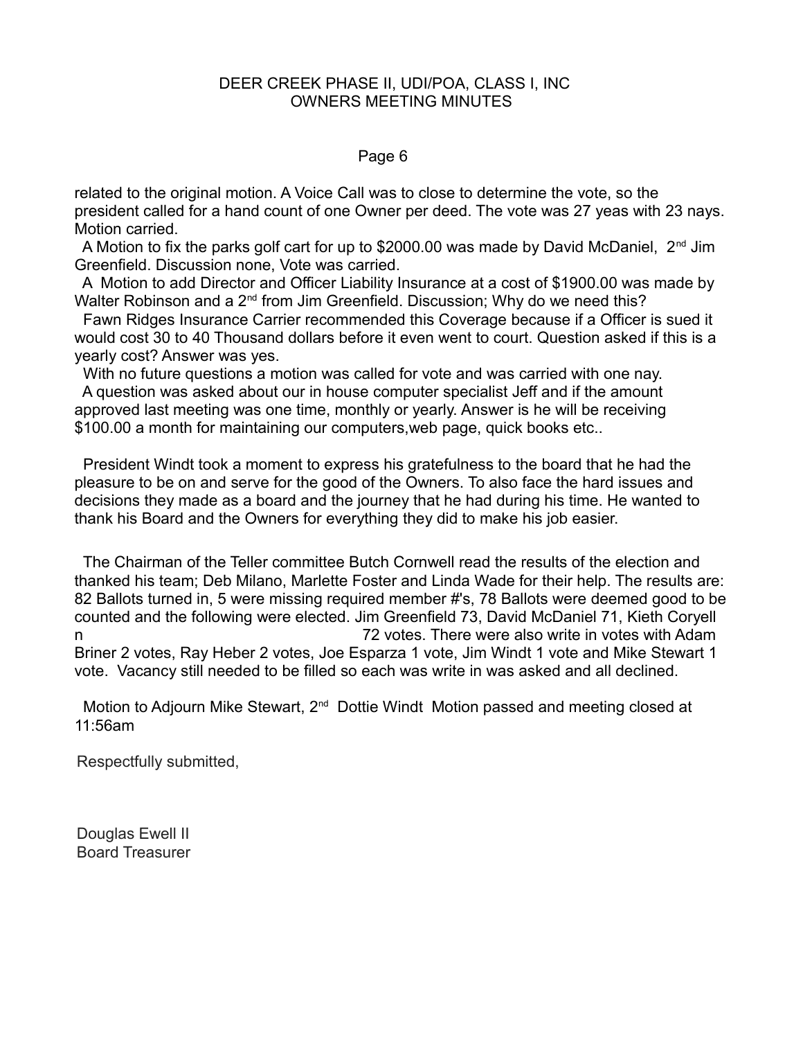related to the original motion. A Voice Call was to close to determine the vote, so the president called for a hand count of one Owner per deed. The vote was 27 yeas with 23 nays. Motion carried.

A Motion to fix the parks golf cart for up to $2000.00 was made by David McDaniel, 2nd Jim Greenfield. Discussion none, Vote was carried.

A Motion to add Director and Officer Liability Insurance at a cost of $1900.00 was made by Walter Robinson and a 2nd from Jim Greenfield. Discussion; Why do we need this?

Fawn Ridges Insurance Carrier recommended this Coverage because if a Officer is sued it would cost 30 to 40 Thousand dollars before it even went to court. Question asked if this is a yearly cost? Answer was yes.

With no future questions a motion was called for vote and was carried with one nay.

A question was asked about our in house computer specialist Jeff and if the amount approved last meeting was one time, monthly or yearly. Answer is he will be receiving $100.00 a month for maintaining our computers,web page, quick books etc..

President Windt took a moment to express his gratefulness to the board that he had the pleasure to be on and serve for the good of the Owners. To also face the hard issues and decisions they made as a board and the journey that he had during his time. He wanted to thank his Board and the Owners for everything they did to make his job easier.

The Chairman of the Teller committee Butch Cornwell read the results of the election and thanked his team; Deb Milano, Marlette Foster and Linda Wade for their help. The results are: 82 Ballots turned in, 5 were missing required member #'s, 78 Ballots were deemed good to be counted and the following were elected. Jim Greenfield 73, David McDaniel 71, Kieth Coryell n 72 votes. There were also write in votes with Adam Briner 2 votes, Ray Heber 2 votes, Joe Esparza 1 vote, Jim Windt 1 vote and Mike Stewart 1 vote. Vacancy still needed to be filled so each was write in was asked and all declined.

Motion to Adjourn Mike Stewart, 2nd Dottie Windt Motion passed and meeting closed at 11:56am

Respectfully submitted,

Douglas Ewell II
Board Treasurer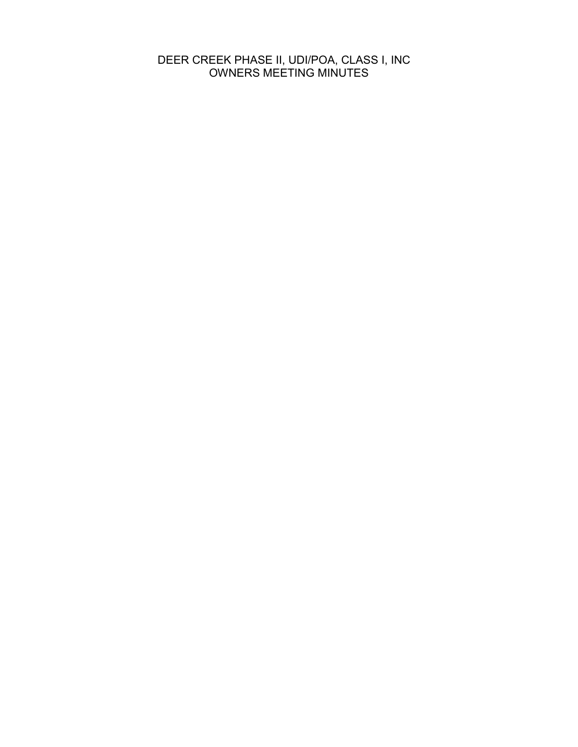DEER CREEK PHASE II, UDI/POA, CLASS I, INC
OWNERS MEETING MINUTES